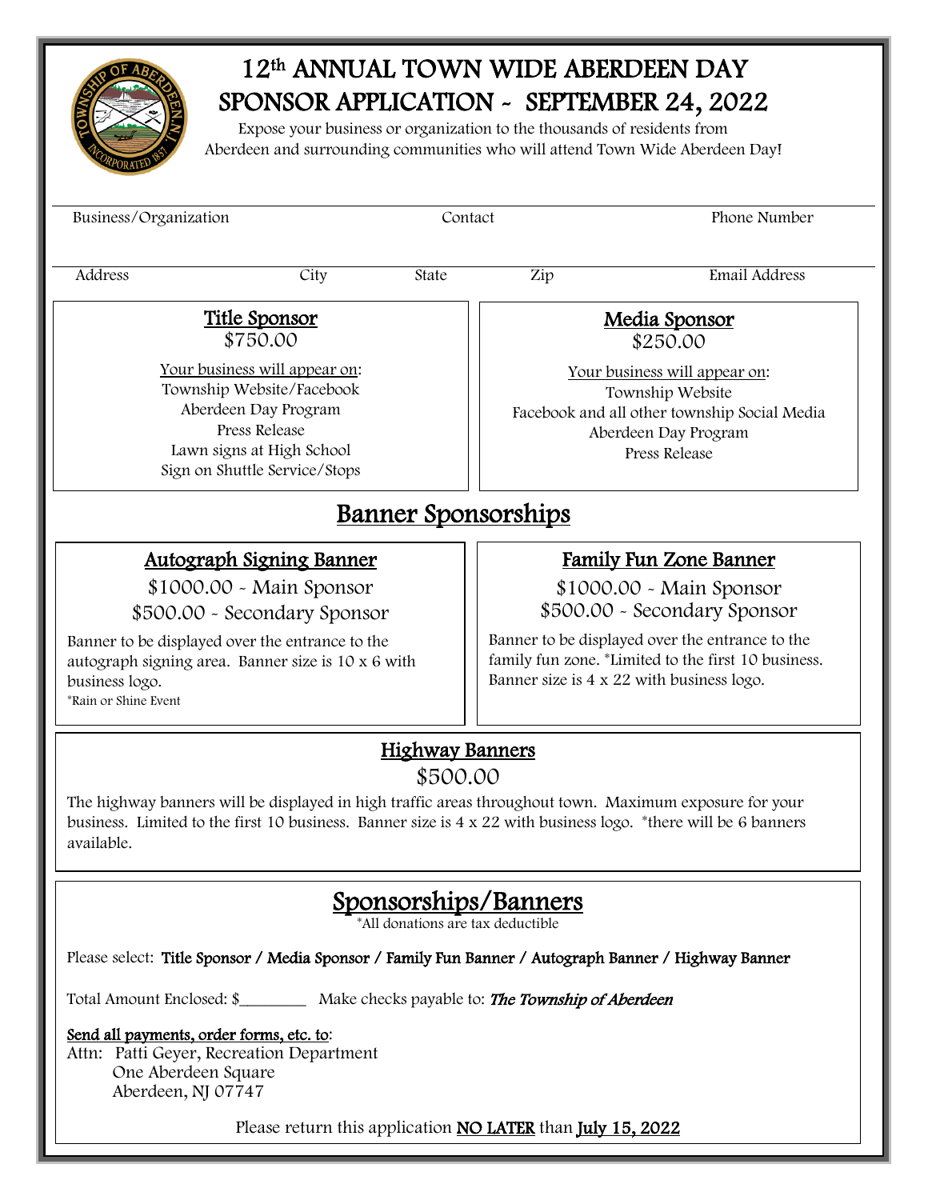# 12th ANNUAL TOWN WIDE ABERDEEN DAY SPONSOR APPLICATION ~ SEPTEMBER 24, 2022

Expose your business or organization to the thousands of residents from Aberdeen and surrounding communities who will attend Town Wide Aberdeen Day!

| Business/Organization | Contact | Phone Number |
|---|---|---|
| | | |

| Address | City | State | Zip | Email Address |
|---|---|---|---|---|
| | | | | |

## Title Sponsor

$750.00

Your business will appear on:

Township Website/Facebook
Aberdeen Day Program
Press Release
Lawn signs at High School
Sign on Shuttle Service/Stops

## Media Sponsor

$250.00

Your business will appear on:

Township Website
Facebook and all other township Social Media
Aberdeen Day Program
Press Release

# Banner Sponsorships

## Autograph Signing Banner

$1000.00 - Main Sponsor
$500.00 - Secondary Sponsor

Banner to be displayed over the entrance to the autograph signing area. Banner size is 10 x 6 with business logo.

*Rain or Shine Event

## Family Fun Zone Banner

$1000.00 - Main Sponsor
$500.00 - Secondary Sponsor

Banner to be displayed over the entrance to the family fun zone. *Limited to the first 10 business. Banner size is 4 x 22 with business logo.

## Highway Banners

$500.00

The highway banners will be displayed in high traffic areas throughout town. Maximum exposure for your business. Limited to the first 10 business. Banner size is 4 x 22 with business logo. *there will be 6 banners available.

# Sponsorships/Banners

*All donations are tax deductible

Please select: **Title Sponsor / Media Sponsor / Family Fun Banner / Autograph Banner / Highway Banner**

Total Amount Enclosed: $________ Make checks payable to: ***The Township of Aberdeen***

Send all payments, order forms, etc. to:

Attn: Patti Geyer, Recreation Department
One Aberdeen Square
Aberdeen, NJ 07747

Please return this application NO LATER than July 15, 2022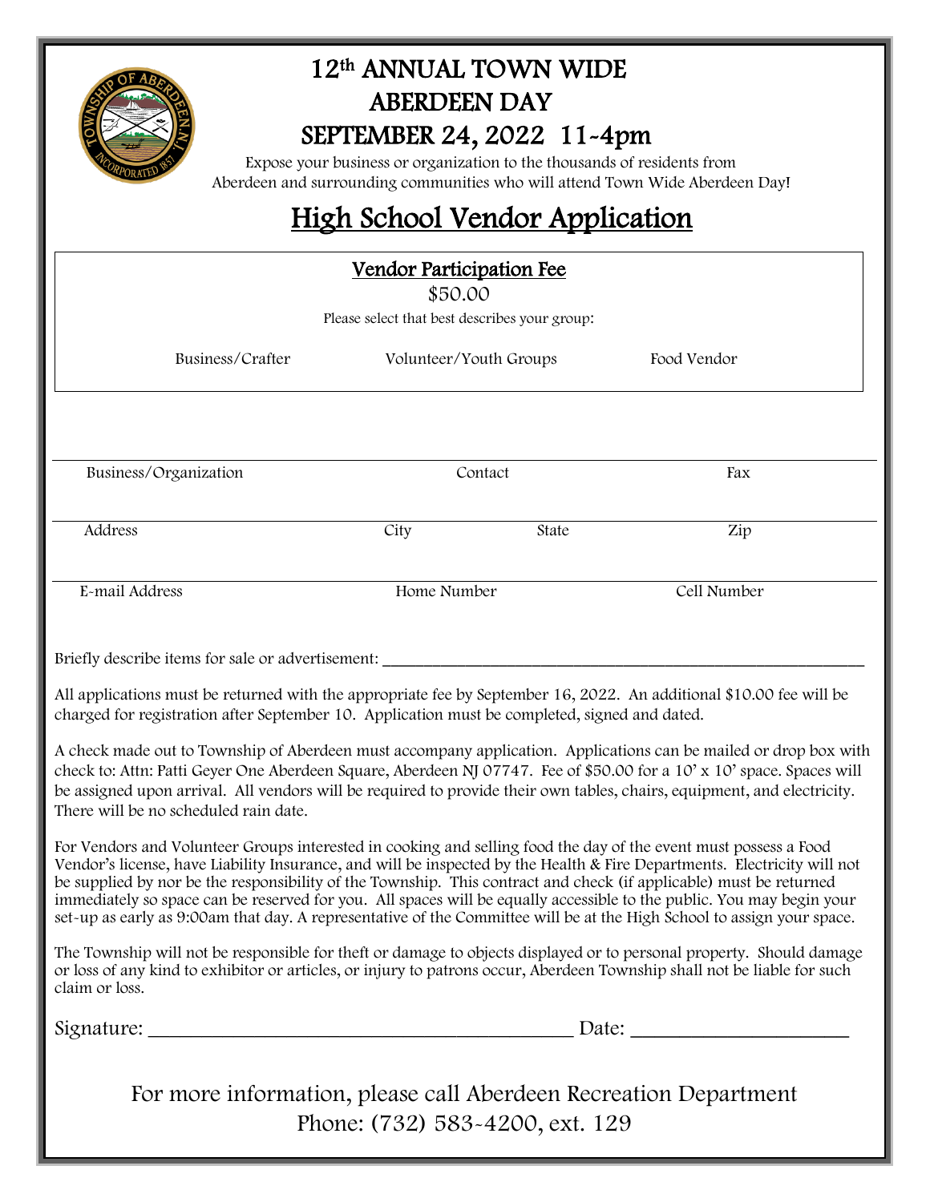# 12th ANNUAL TOWN WIDE ABERDEEN DAY

# SEPTEMBER 24, 2022 11-4pm

Expose your business or organization to the thousands of residents from Aberdeen and surrounding communities who will attend Town Wide Aberdeen Day!

## High School Vendor Application

**Vendor Participation Fee**

$50.00

Please select that best describes your group:

Business/Crafter Volunteer/Youth Groups Food Vendor

| | | | |
|---|---|---|---|
| Business/Organization | Contact | | Fax |
| Address | City | State | Zip |
| E-mail Address | Home Number | | Cell Number |

Briefly describe items for sale or advertisement: ___________________________________________

All applications must be returned with the appropriate fee by September 16, 2022. An additional $10.00 fee will be charged for registration after September 10. Application must be completed, signed and dated.

A check made out to Township of Aberdeen must accompany application. Applications can be mailed or drop box with check to: Attn: Patti Geyer One Aberdeen Square, Aberdeen NJ 07747. Fee of $50.00 for a 10' x 10' space. Spaces will be assigned upon arrival. All vendors will be required to provide their own tables, chairs, equipment, and electricity. There will be no scheduled rain date.

For Vendors and Volunteer Groups interested in cooking and selling food the day of the event must possess a Food Vendor's license, have Liability Insurance, and will be inspected by the Health & Fire Departments. Electricity will not be supplied by nor be the responsibility of the Township. This contract and check (if applicable) must be returned immediately so space can be reserved for you. All spaces will be equally accessible to the public. You may begin your set-up as early as 9:00am that day. A representative of the Committee will be at the High School to assign your space.

The Township will not be responsible for theft or damage to objects displayed or to personal property. Should damage or loss of any kind to exhibitor or articles, or injury to patrons occur, Aberdeen Township shall not be liable for such claim or loss.

Signature: ___________________________________ Date: ____________________

For more information, please call Aberdeen Recreation Department
Phone: (732) 583-4200, ext. 129